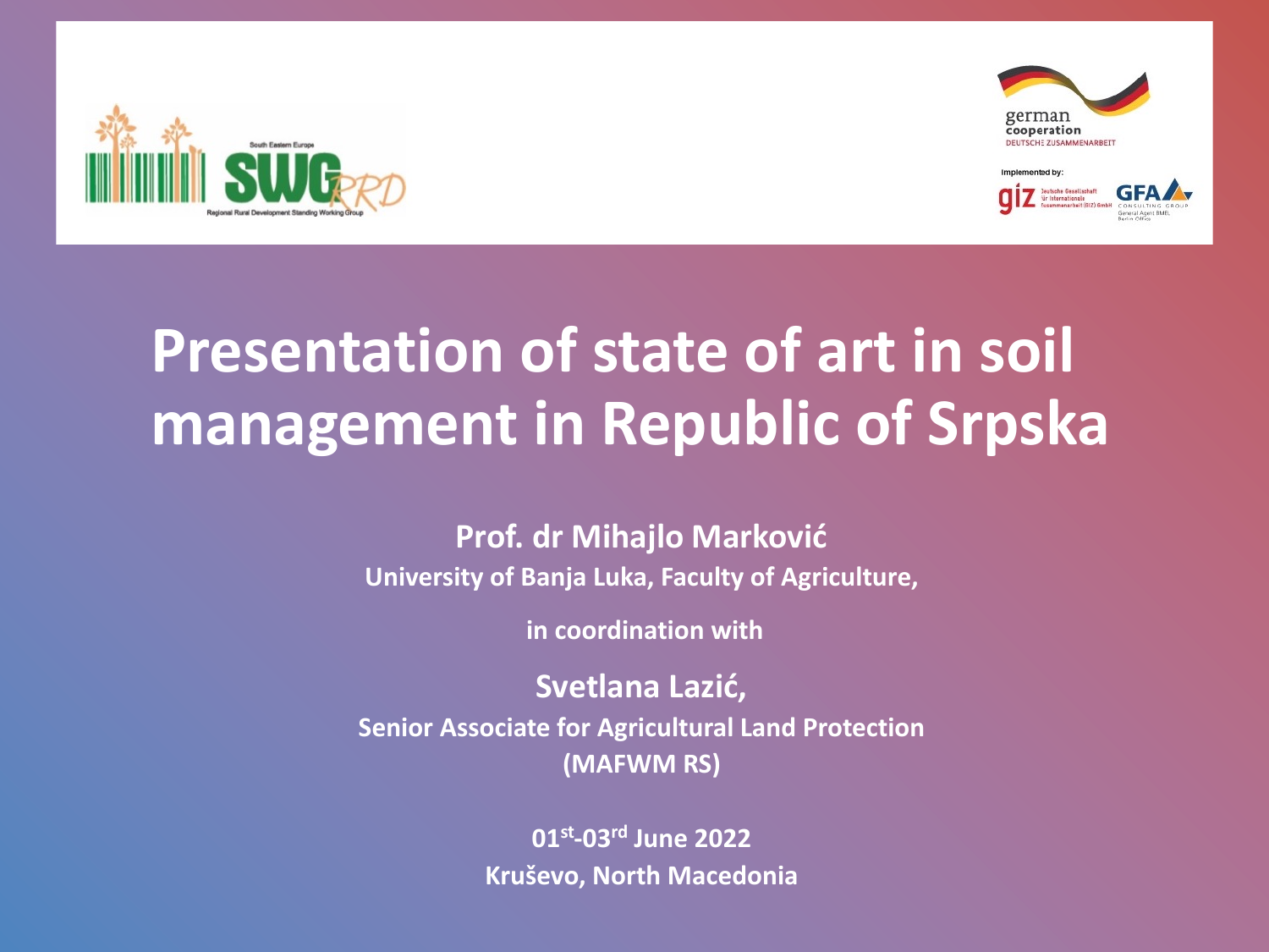# Presentation of state of art in soil management in Republic of Srpska

**Prof. dr Mihajlo Marković**

**University of Banja Luka, Faculty of Agriculture,**

**in coordination with**

**Svetlana Lazić,**

**Senior Associate for Agricultural Land Protection (MAFWM RS)**

**01st-03rd June 2022**

**Kruševo, North Macedonia**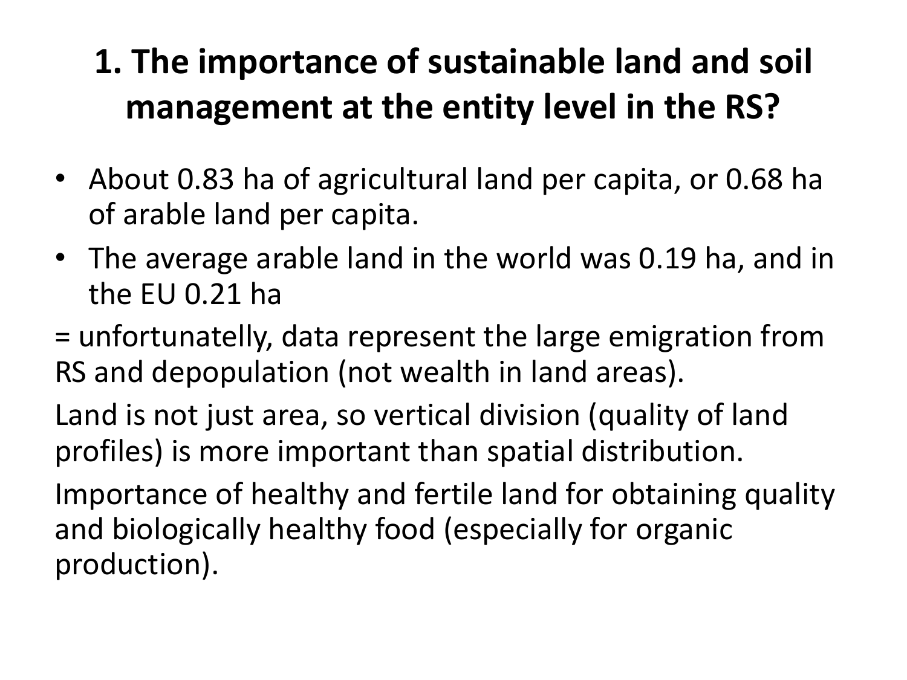# 1. The importance of sustainable land and soil management at the entity level in the RS?

- About 0.83 ha of agricultural land per capita, or 0.68 ha of arable land per capita.
- The average arable land in the world was 0.19 ha, and in the EU 0.21 ha

= unfortunatelly, data represent the large emigration from RS and depopulation (not wealth in land areas).

Land is not just area, so vertical division (quality of land profiles) is more important than spatial distribution.

Importance of healthy and fertile land for obtaining quality and biologically healthy food (especially for organic production).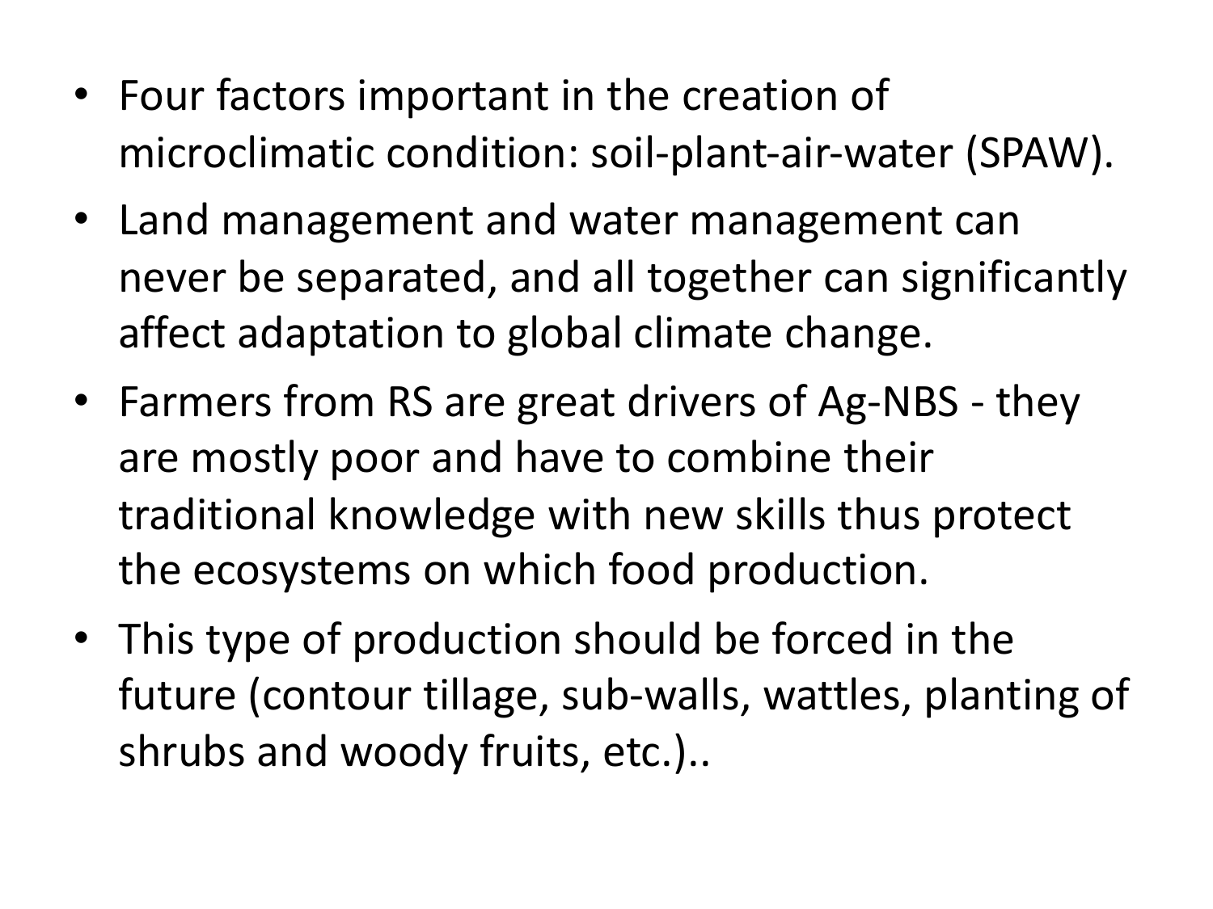- Four factors important in the creation of microclimatic condition: soil-plant-air-water (SPAW).
- Land management and water management can never be separated, and all together can significantly affect adaptation to global climate change.
- Farmers from RS are great drivers of Ag-NBS - they are mostly poor and have to combine their traditional knowledge with new skills thus protect the ecosystems on which food production.
- This type of production should be forced in the future (contour tillage, sub-walls, wattles, planting of shrubs and woody fruits, etc.)..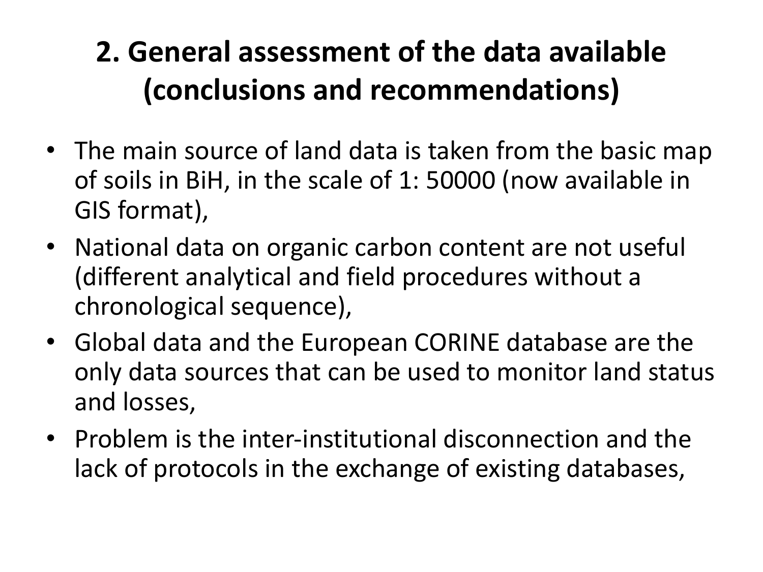## 2. General assessment of the data available (conclusions and recommendations)

- The main source of land data is taken from the basic map of soils in BiH, in the scale of 1: 50000 (now available in GIS format),
- National data on organic carbon content are not useful (different analytical and field procedures without a chronological sequence),
- Global data and the European CORINE database are the only data sources that can be used to monitor land status and losses,
- Problem is the inter-institutional disconnection and the lack of protocols in the exchange of existing databases,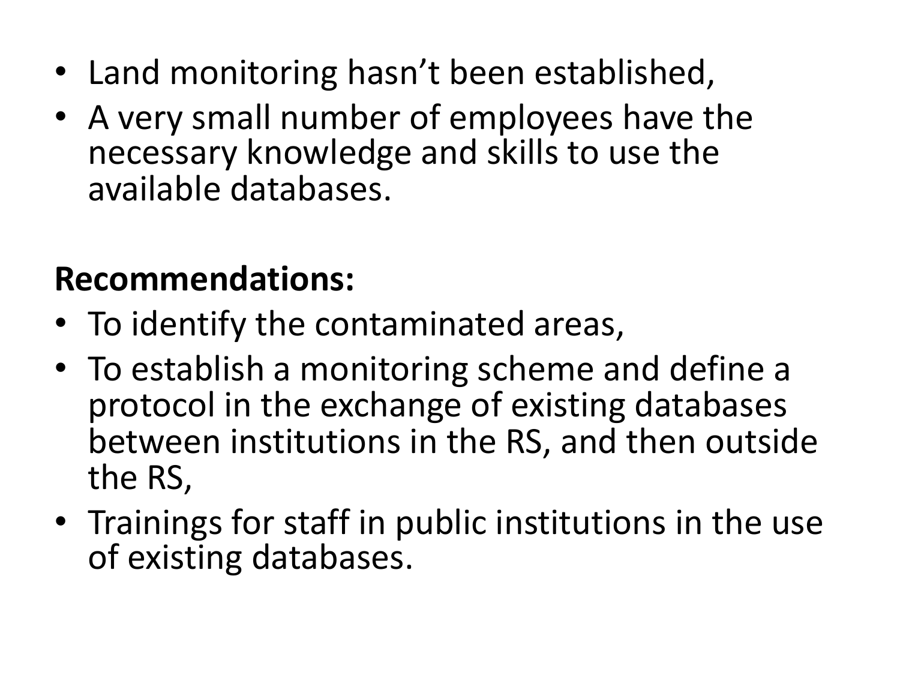- Land monitoring hasn't been established,
- A very small number of employees have the necessary knowledge and skills to use the available databases.

**Recommendations:**

- To identify the contaminated areas,
- To establish a monitoring scheme and define a protocol in the exchange of existing databases between institutions in the RS, and then outside the RS,
- Trainings for staff in public institutions in the use of existing databases.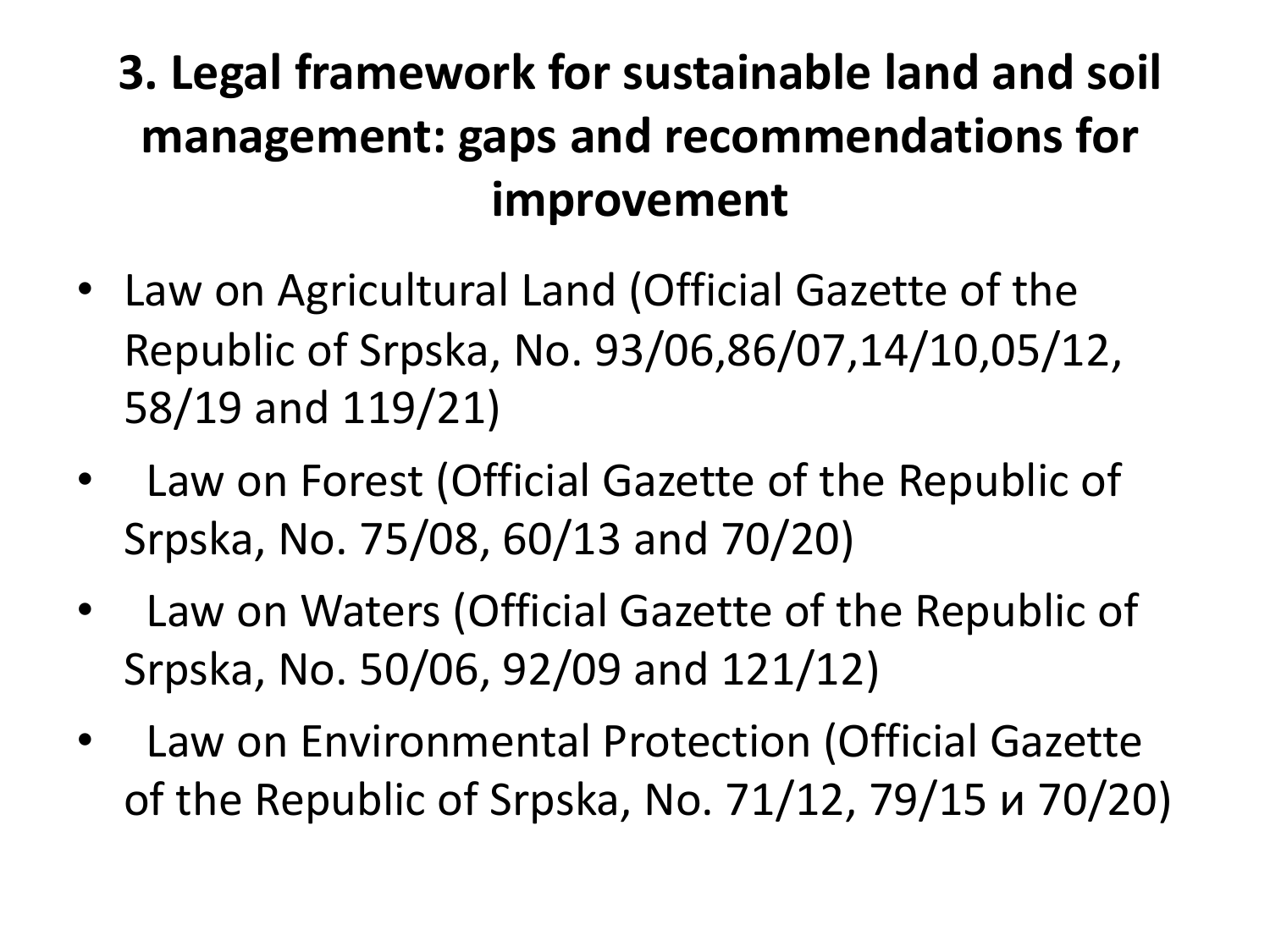# 3. Legal framework for sustainable land and soil management: gaps and recommendations for improvement

- Law on Agricultural Land (Official Gazette of the Republic of Srpska, No. 93/06,86/07,14/10,05/12, 58/19 and 119/21)
- Law on Forest (Official Gazette of the Republic of Srpska, No. 75/08, 60/13 and 70/20)
- Law on Waters (Official Gazette of the Republic of Srpska, No. 50/06, 92/09 and 121/12)
- Law on Environmental Protection (Official Gazette of the Republic of Srpska, No. 71/12, 79/15 и 70/20)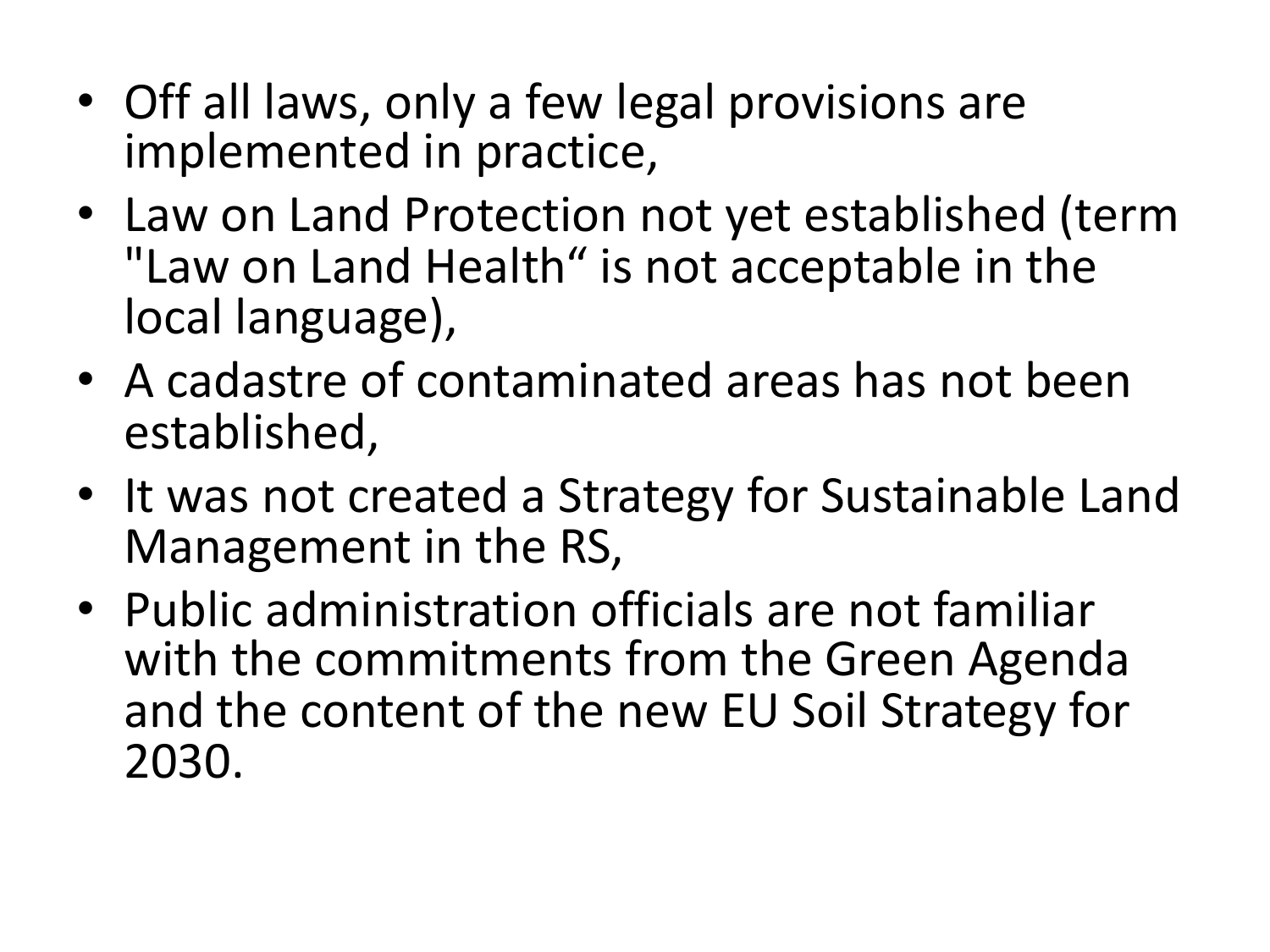- Off all laws, only a few legal provisions are implemented in practice,
- Law on Land Protection not yet established (term "Law on Land Health" is not acceptable in the local language),
- A cadastre of contaminated areas has not been established,
- It was not created a Strategy for Sustainable Land Management in the RS,
- Public administration officials are not familiar with the commitments from the Green Agenda and the content of the new EU Soil Strategy for 2030.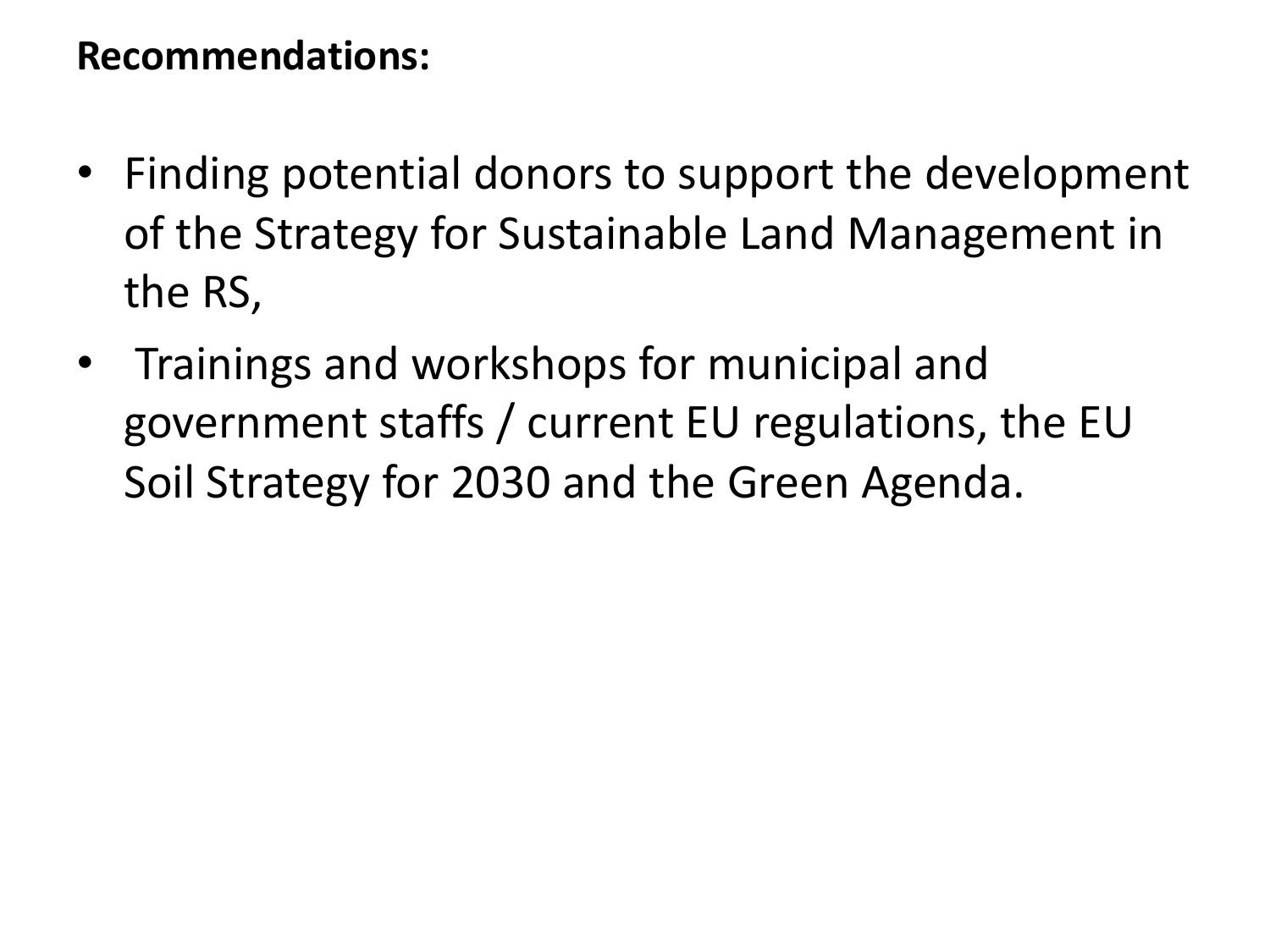**Recommendations:**

- Finding potential donors to support the development of the Strategy for Sustainable Land Management in the RS,
- Trainings and workshops for municipal and government staffs / current EU regulations, the EU Soil Strategy for 2030 and the Green Agenda.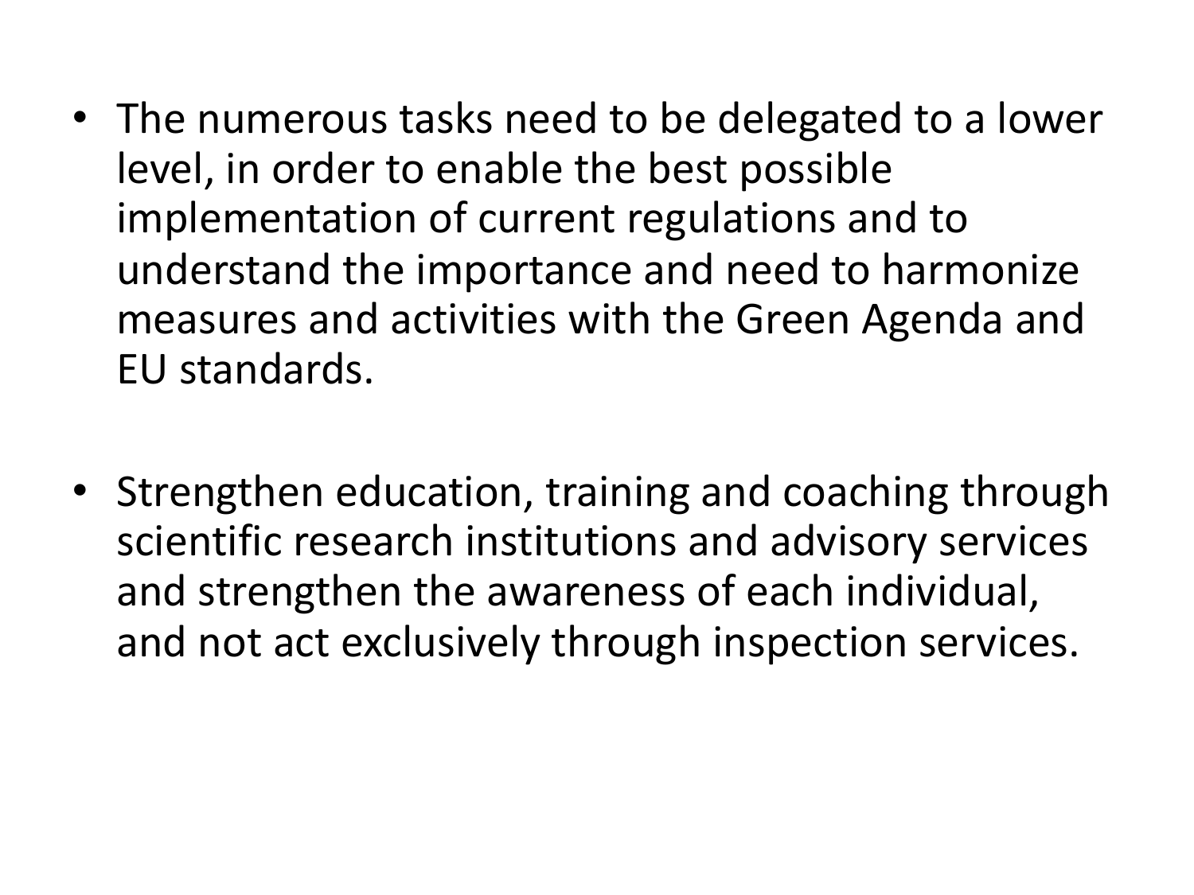- The numerous tasks need to be delegated to a lower level, in order to enable the best possible implementation of current regulations and to understand the importance and need to harmonize measures and activities with the Green Agenda and EU standards.

- Strengthen education, training and coaching through scientific research institutions and advisory services and strengthen the awareness of each individual, and not act exclusively through inspection services.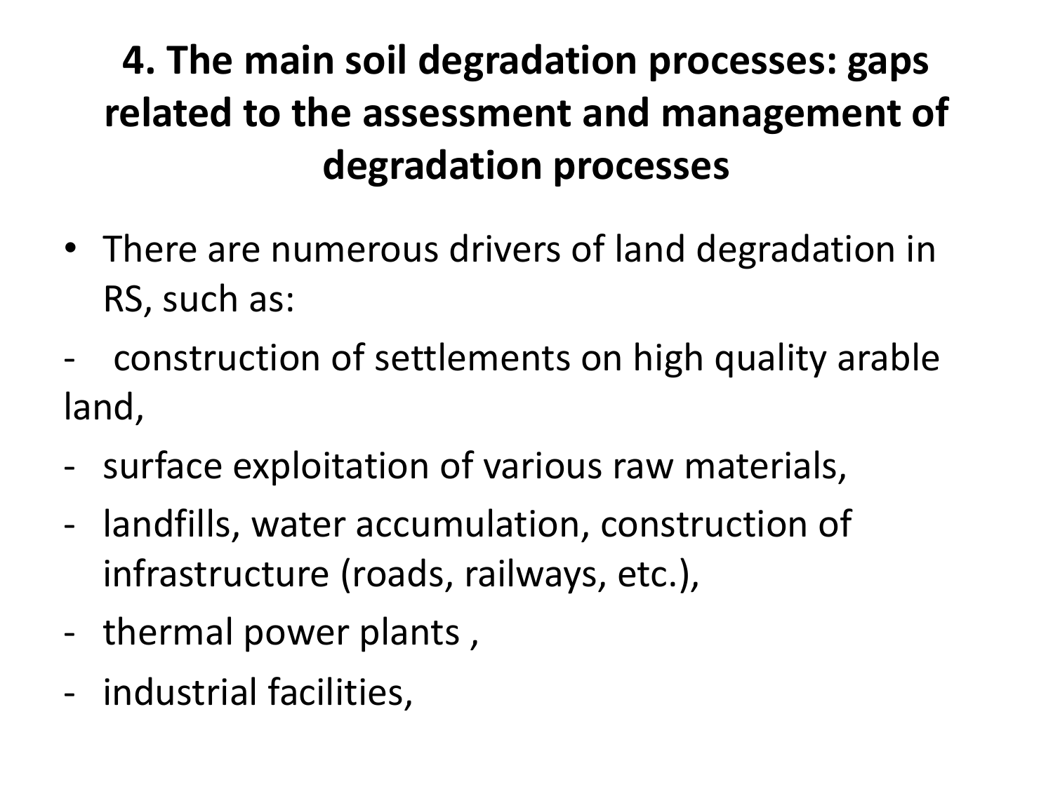# 4. The main soil degradation processes: gaps related to the assessment and management of degradation processes

- There are numerous drivers of land degradation in RS, such as:

- construction of settlements on high quality arable land,
- surface exploitation of various raw materials,
- landfills, water accumulation, construction of infrastructure (roads, railways, etc.),
- thermal power plants ,
- industrial facilities,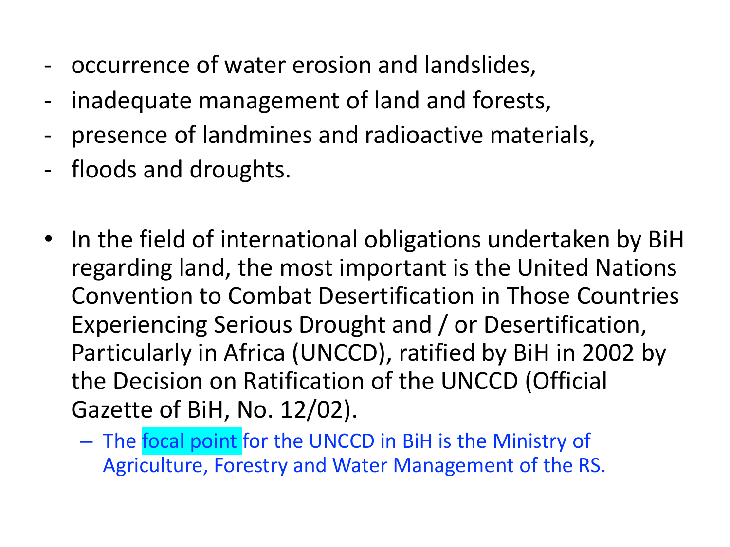- occurrence of water erosion and landslides,
- inadequate management of land and forests,
- presence of landmines and radioactive materials,
- floods and droughts.

- In the field of international obligations undertaken by BiH regarding land, the most important is the United Nations Convention to Combat Desertification in Those Countries Experiencing Serious Drought and / or Desertification, Particularly in Africa (UNCCD), ratified by BiH in 2002 by the Decision on Ratification of the UNCCD (Official Gazette of BiH, No. 12/02).
  - The focal point for the UNCCD in BiH is the Ministry of Agriculture, Forestry and Water Management of the RS.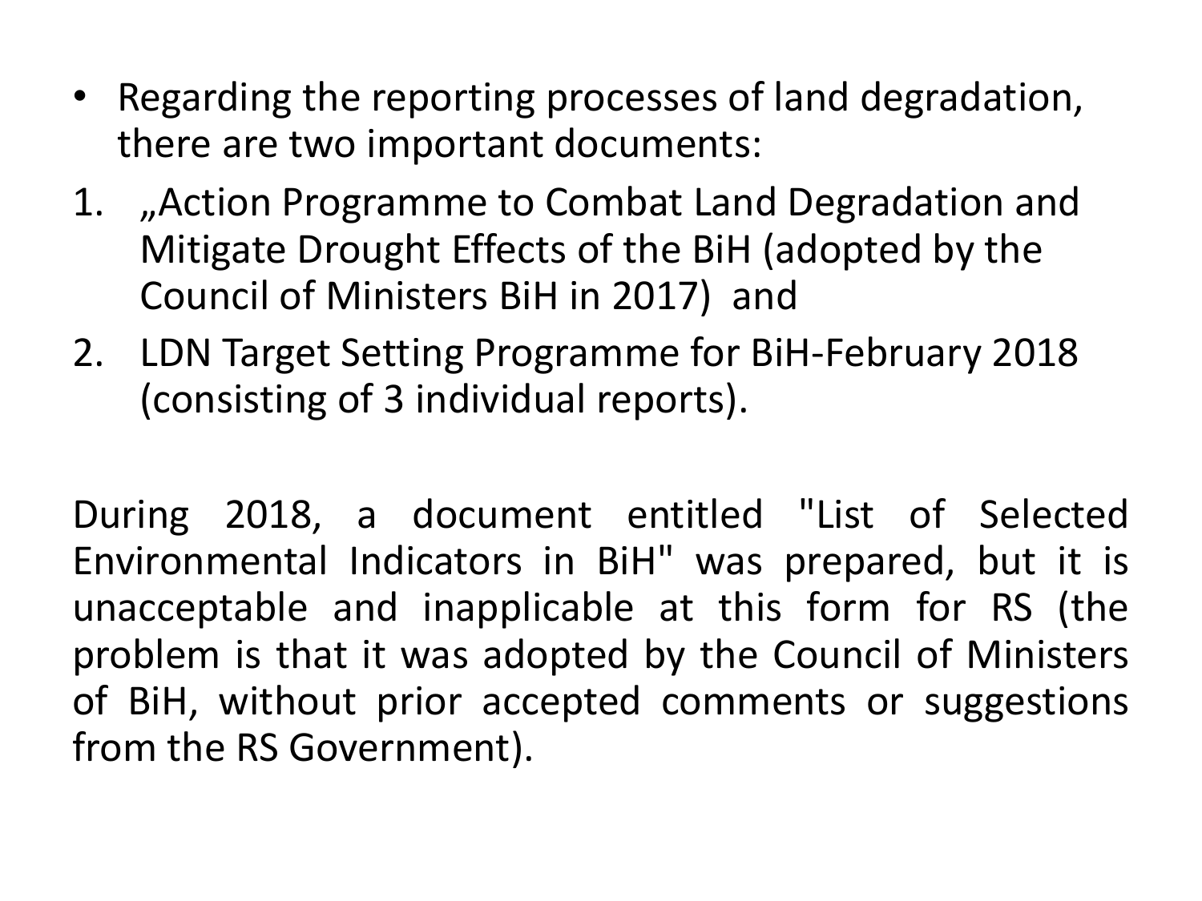- Regarding the reporting processes of land degradation, there are two important documents:

1. „Action Programme to Combat Land Degradation and Mitigate Drought Effects of the BiH (adopted by the Council of Ministers BiH in 2017) and
2. LDN Target Setting Programme for BiH-February 2018 (consisting of 3 individual reports).

During 2018, a document entitled "List of Selected Environmental Indicators in BiH" was prepared, but it is unacceptable and inapplicable at this form for RS (the problem is that it was adopted by the Council of Ministers of BiH, without prior accepted comments or suggestions from the RS Government).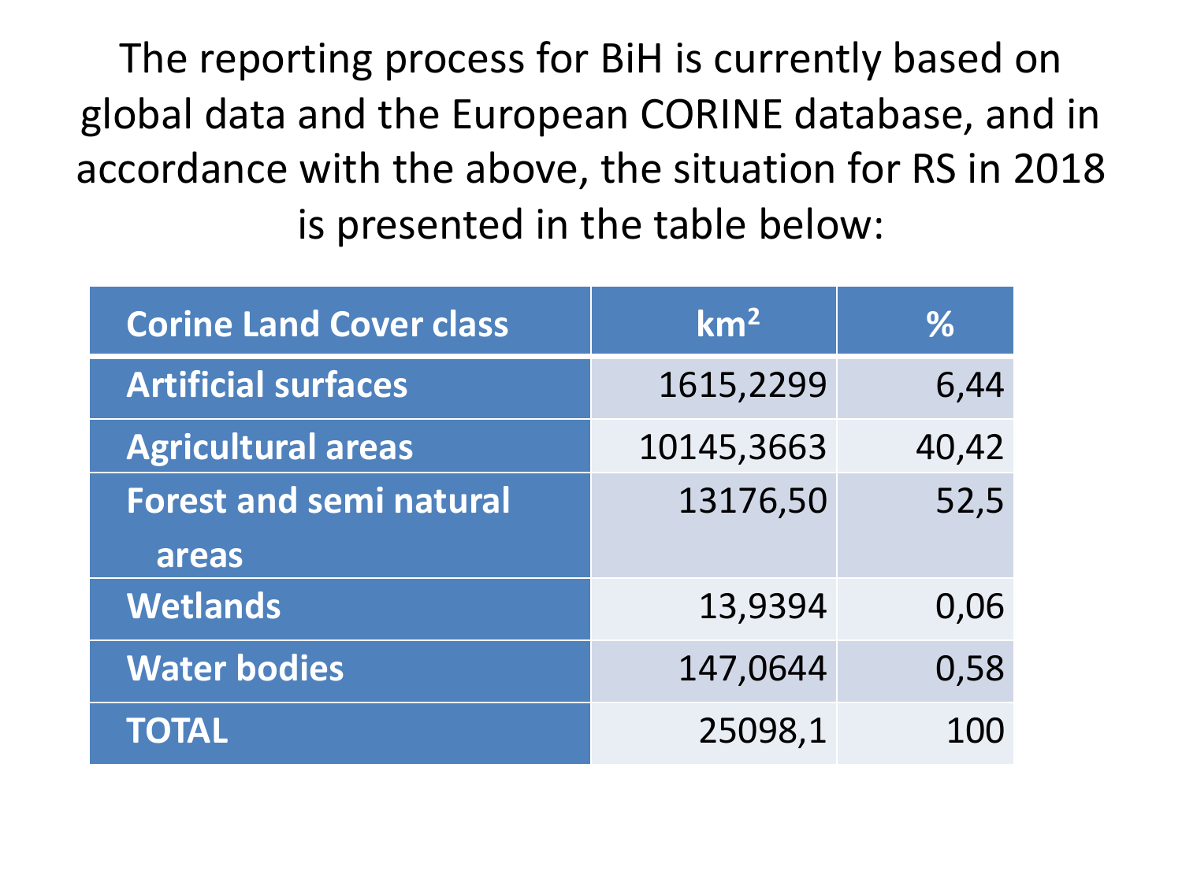# The reporting process for BiH is currently based on global data and the European CORINE database, and in accordance with the above, the situation for RS in 2018 is presented in the table below:

| Corine Land Cover class | km² | % |
|---|---|---|
| **Artificial surfaces** | 1615,2299 | 6,44 |
| **Agricultural areas** | 10145,3663 | 40,42 |
| **Forest and semi natural areas** | 13176,50 | 52,5 |
| **Wetlands** | 13,9394 | 0,06 |
| **Water bodies** | 147,0644 | 0,58 |
| **TOTAL** | 25098,1 | 100 |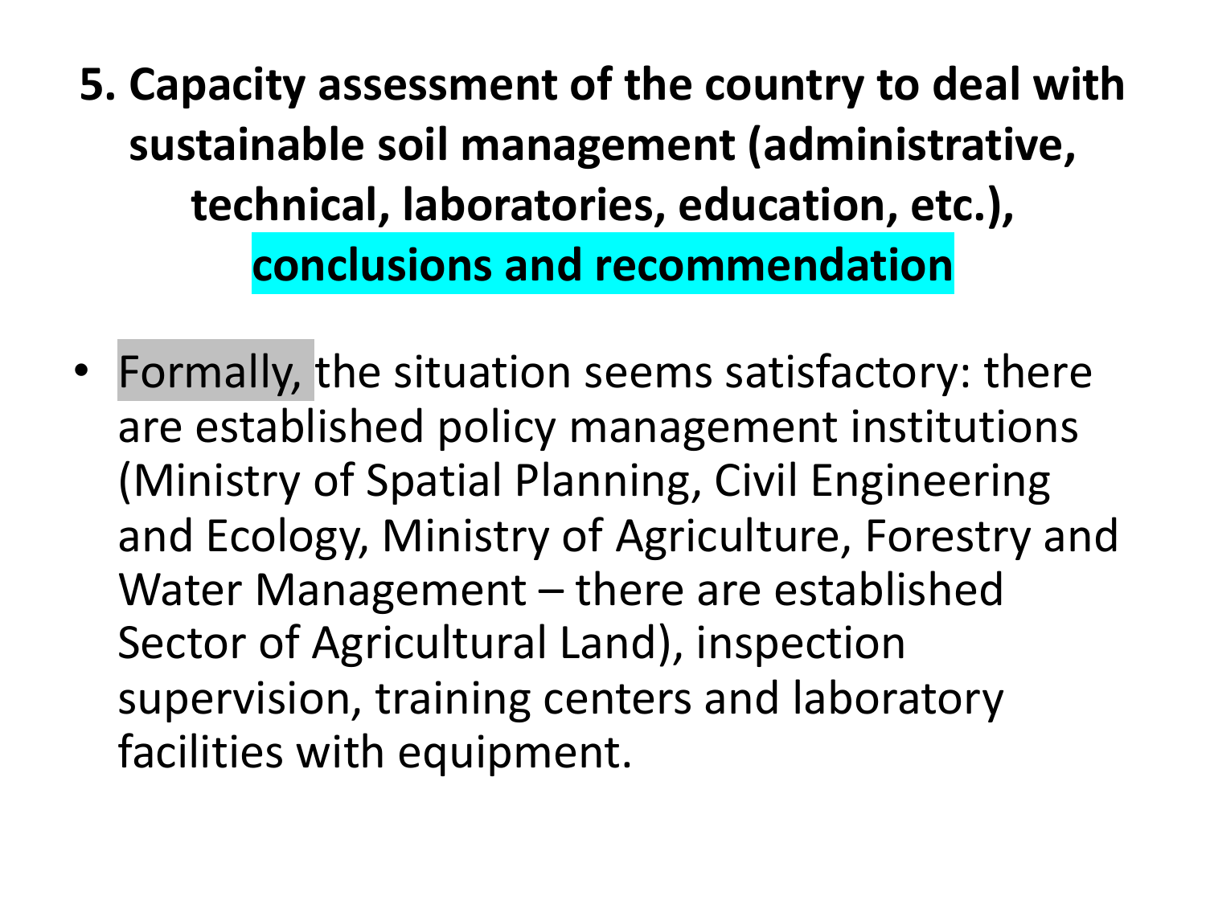# 5. Capacity assessment of the country to deal with sustainable soil management (administrative, technical, laboratories, education, etc.), conclusions and recommendation

- Formally, the situation seems satisfactory: there are established policy management institutions (Ministry of Spatial Planning, Civil Engineering and Ecology, Ministry of Agriculture, Forestry and Water Management – there are established Sector of Agricultural Land), inspection supervision, training centers and laboratory facilities with equipment.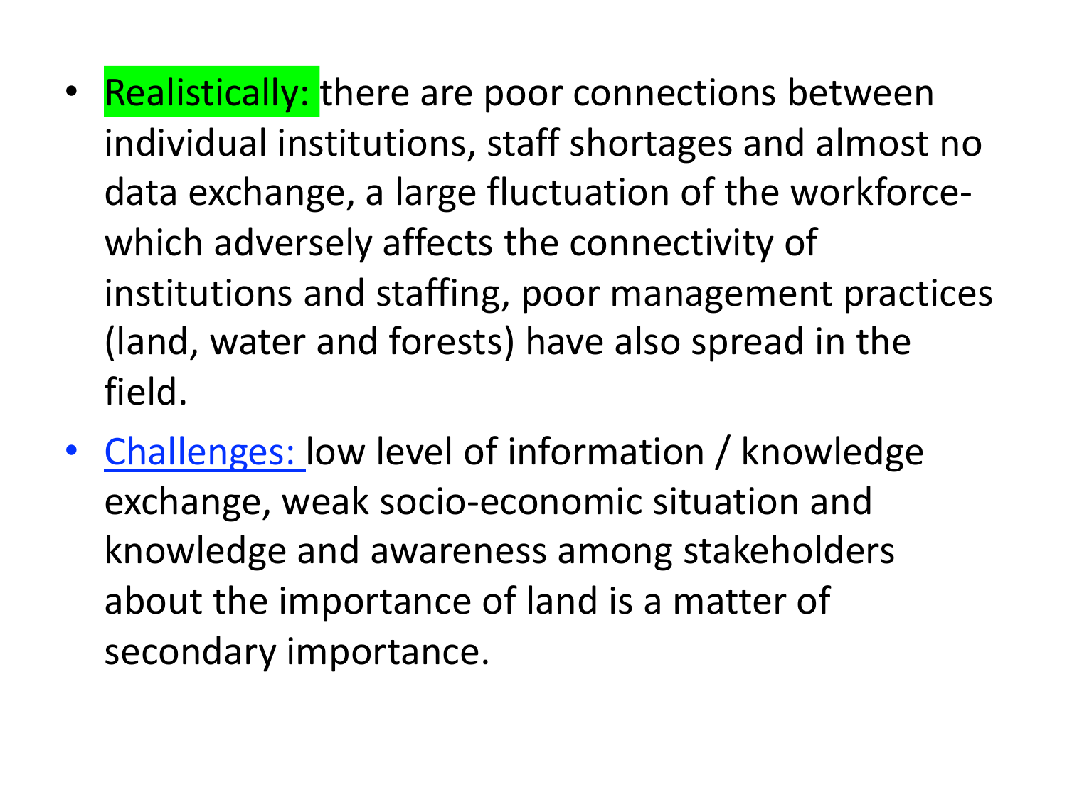- Realistically: there are poor connections between individual institutions, staff shortages and almost no data exchange, a large fluctuation of the workforce- which adversely affects the connectivity of institutions and staffing, poor management practices (land, water and forests) have also spread in the field.
- Challenges: low level of information / knowledge exchange, weak socio-economic situation and knowledge and awareness among stakeholders about the importance of land is a matter of secondary importance.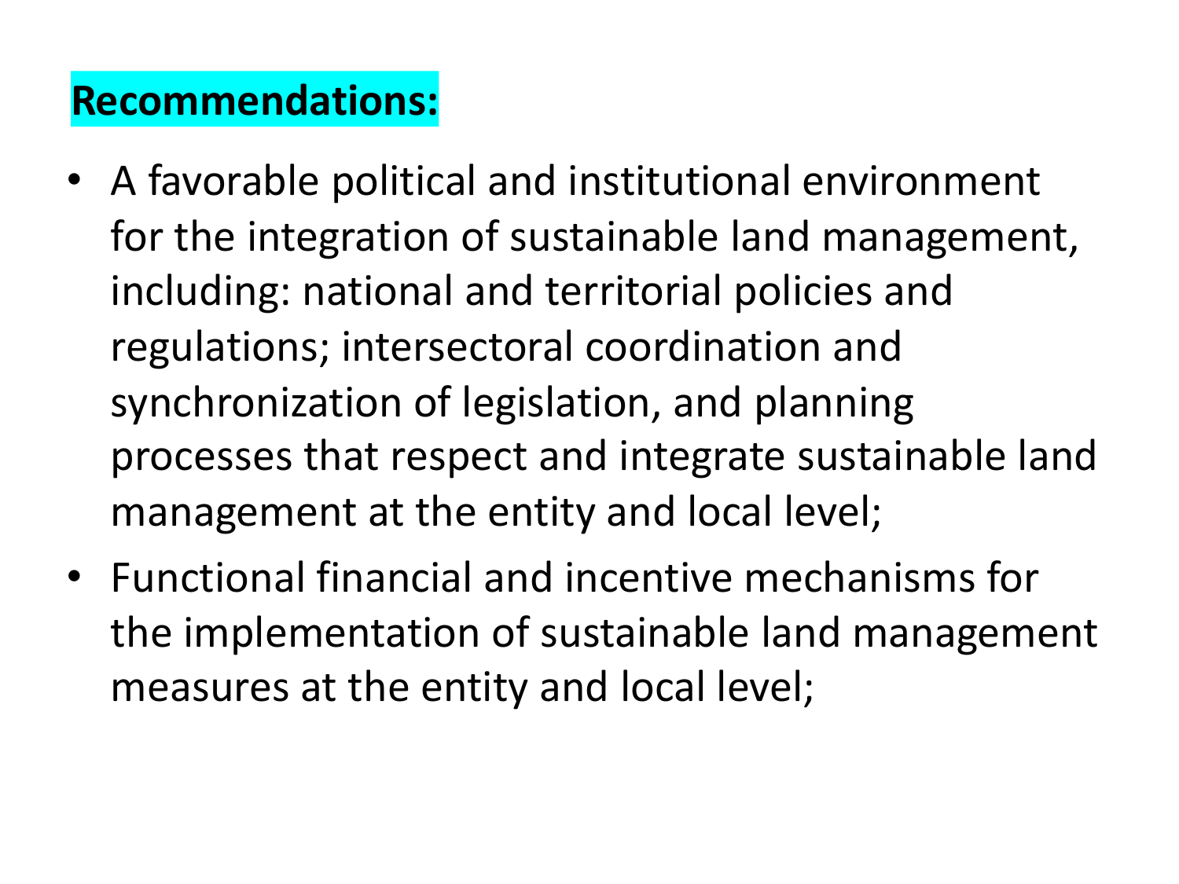**Recommendations:**

- A favorable political and institutional environment for the integration of sustainable land management, including: national and territorial policies and regulations; intersectoral coordination and synchronization of legislation, and planning processes that respect and integrate sustainable land management at the entity and local level;
- Functional financial and incentive mechanisms for the implementation of sustainable land management measures at the entity and local level;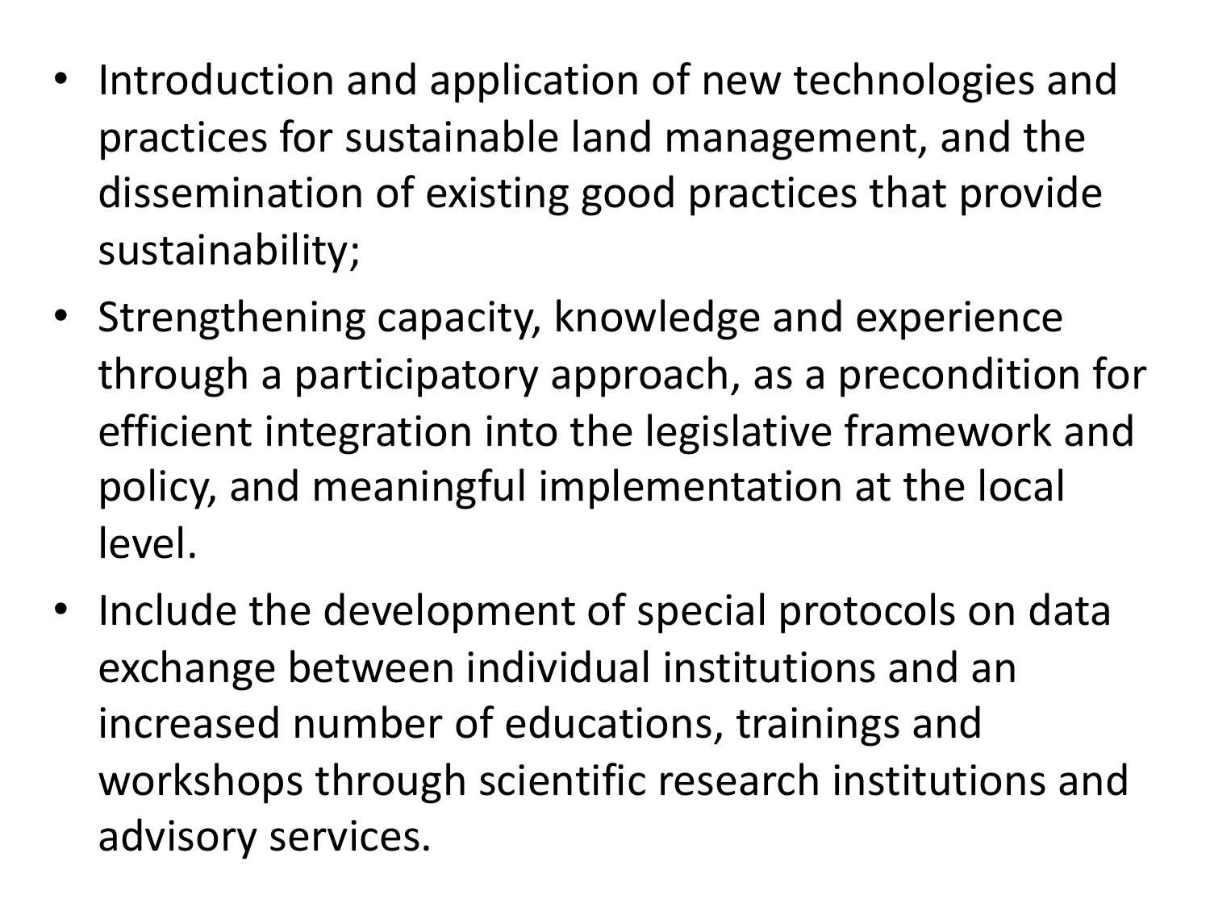- Introduction and application of new technologies and practices for sustainable land management, and the dissemination of existing good practices that provide sustainability;
- Strengthening capacity, knowledge and experience through a participatory approach, as a precondition for efficient integration into the legislative framework and policy, and meaningful implementation at the local level.
- Include the development of special protocols on data exchange between individual institutions and an increased number of educations, trainings and workshops through scientific research institutions and advisory services.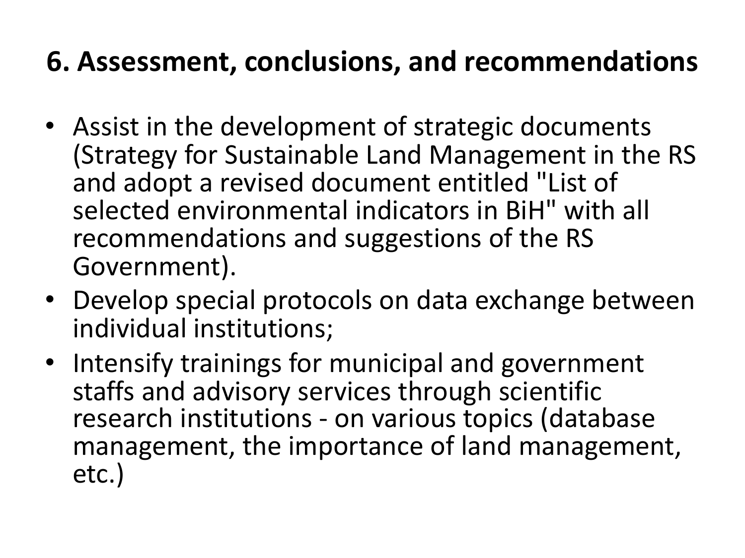## 6. Assessment, conclusions, and recommendations

- Assist in the development of strategic documents (Strategy for Sustainable Land Management in the RS and adopt a revised document entitled "List of selected environmental indicators in BiH" with all recommendations and suggestions of the RS Government).
- Develop special protocols on data exchange between individual institutions;
- Intensify trainings for municipal and government staffs and advisory services through scientific research institutions - on various topics (database management, the importance of land management, etc.)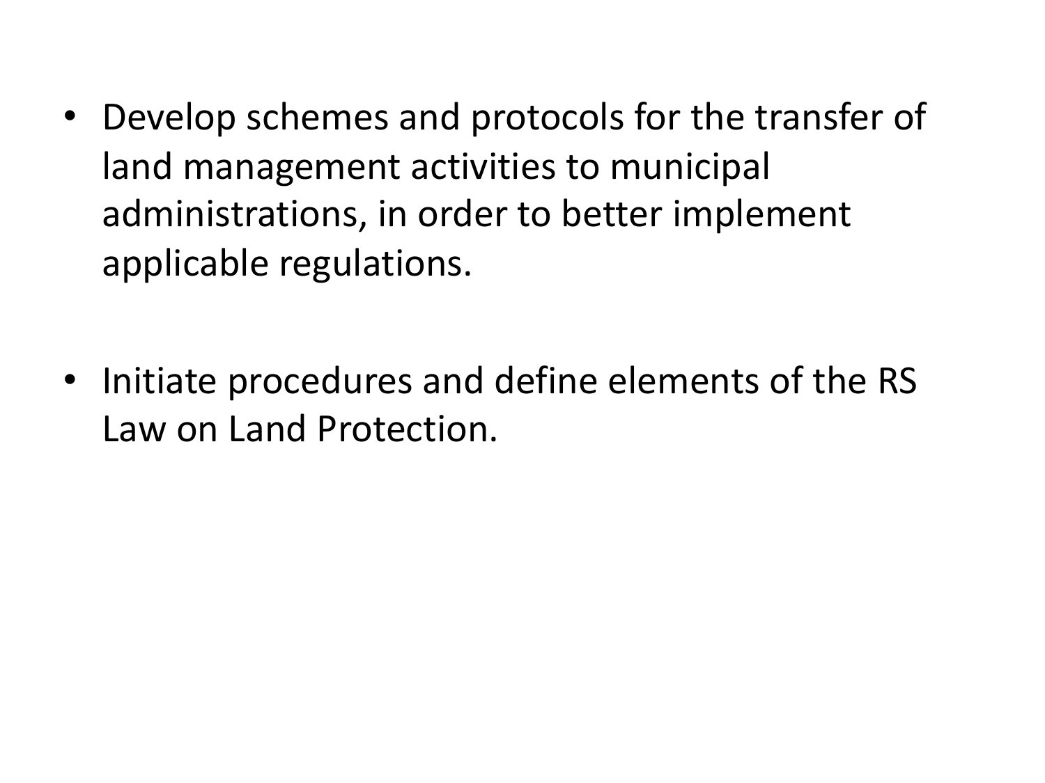- Develop schemes and protocols for the transfer of land management activities to municipal administrations, in order to better implement applicable regulations.

- Initiate procedures and define elements of the RS Law on Land Protection.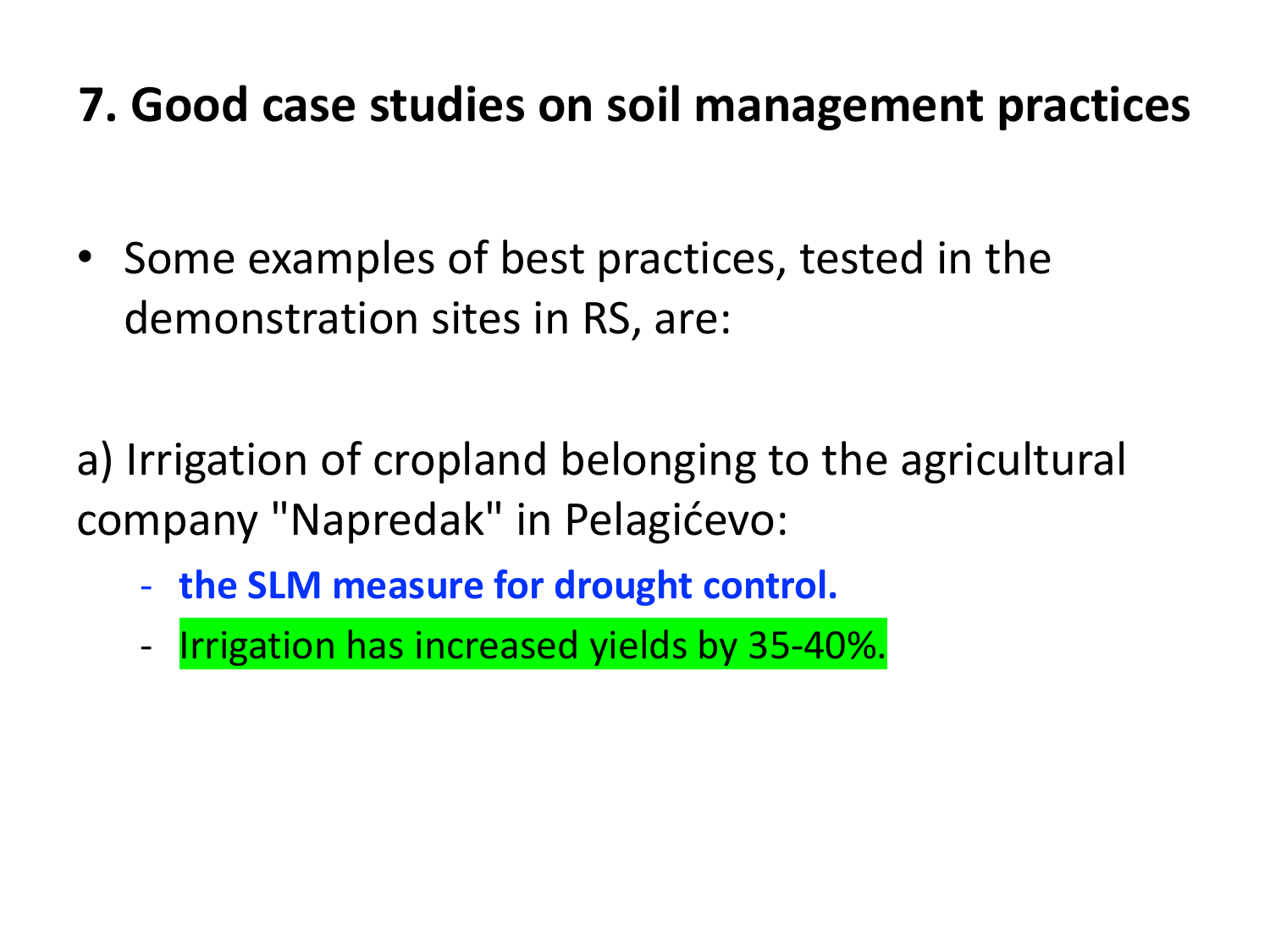# 7. Good case studies on soil management practices

- Some examples of best practices, tested in the demonstration sites in RS, are:

a) Irrigation of cropland belonging to the agricultural company "Napredak" in Pelagićevo:

- **the SLM measure for drought control.**
- Irrigation has increased yields by 35-40%.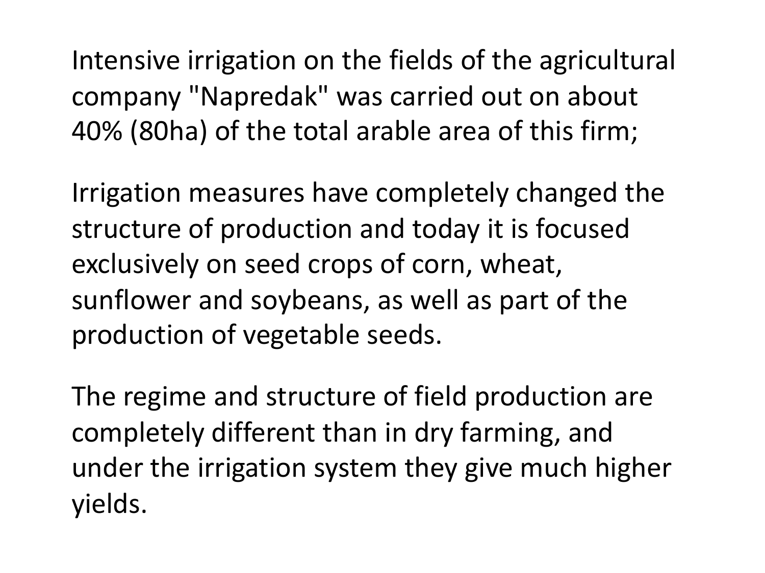Intensive irrigation on the fields of the agricultural company "Napredak" was carried out on about 40% (80ha) of the total arable area of this firm;

Irrigation measures have completely changed the structure of production and today it is focused exclusively on seed crops of corn, wheat, sunflower and soybeans, as well as part of the production of vegetable seeds.

The regime and structure of field production are completely different than in dry farming, and under the irrigation system they give much higher yields.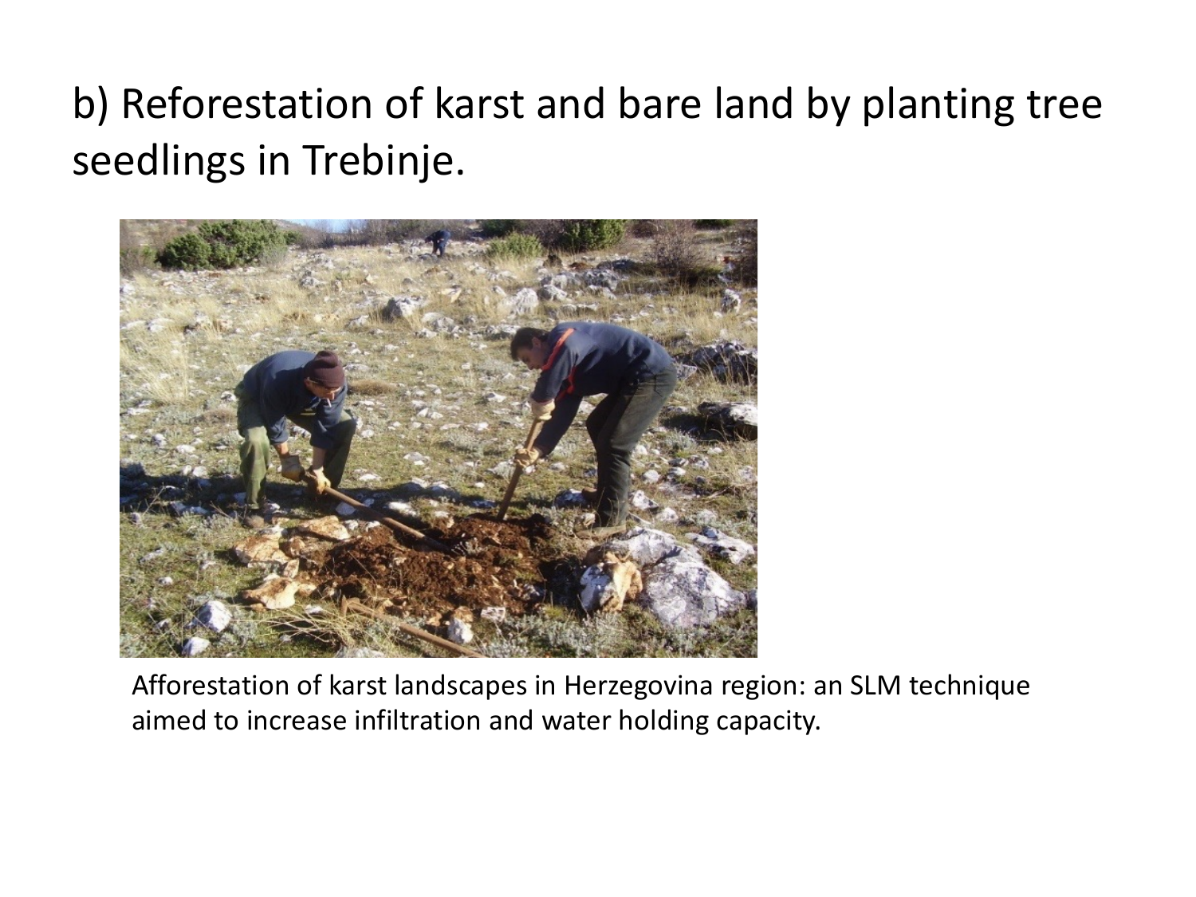## b) Reforestation of karst and bare land by planting tree seedlings in Trebinje.

Afforestation of karst landscapes in Herzegovina region: an SLM technique aimed to increase infiltration and water holding capacity.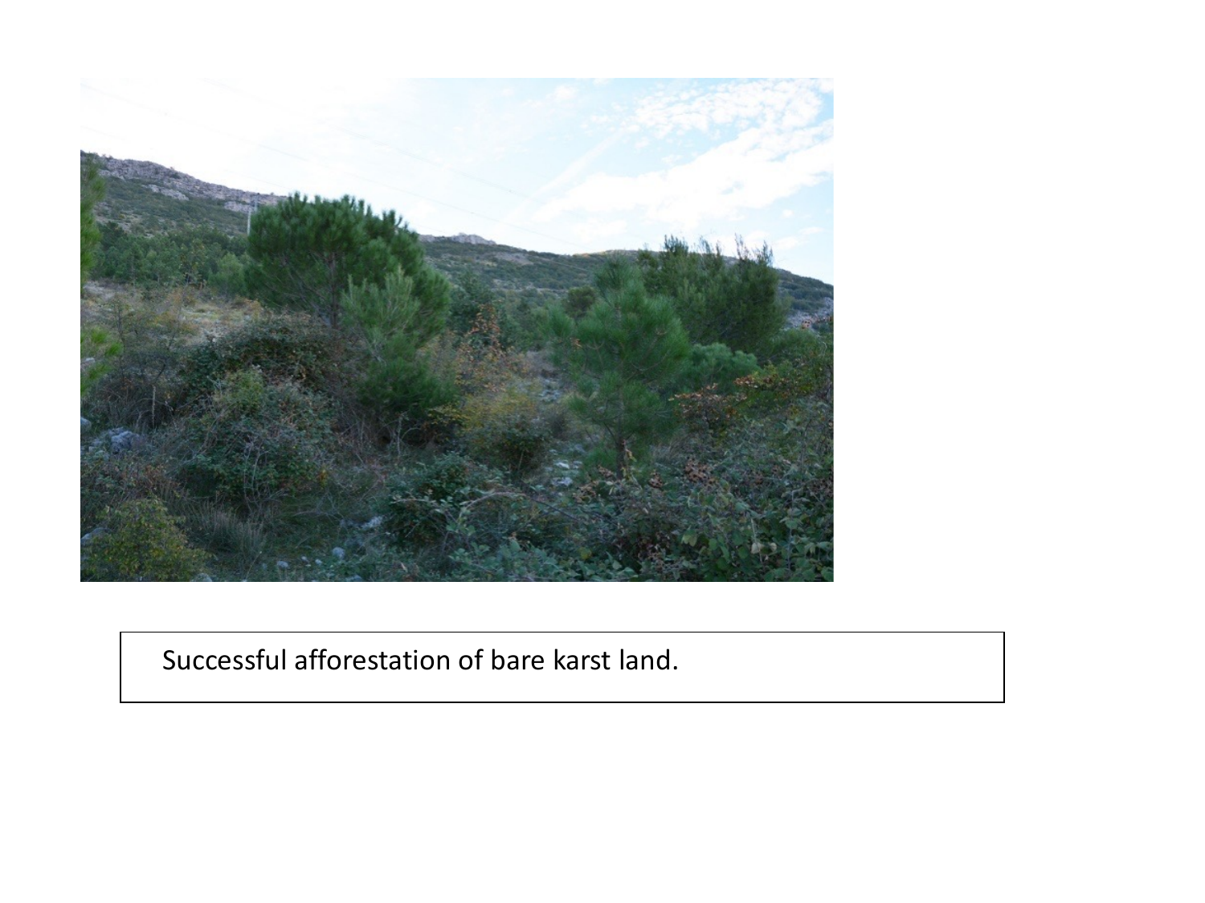Successful afforestation of bare karst land.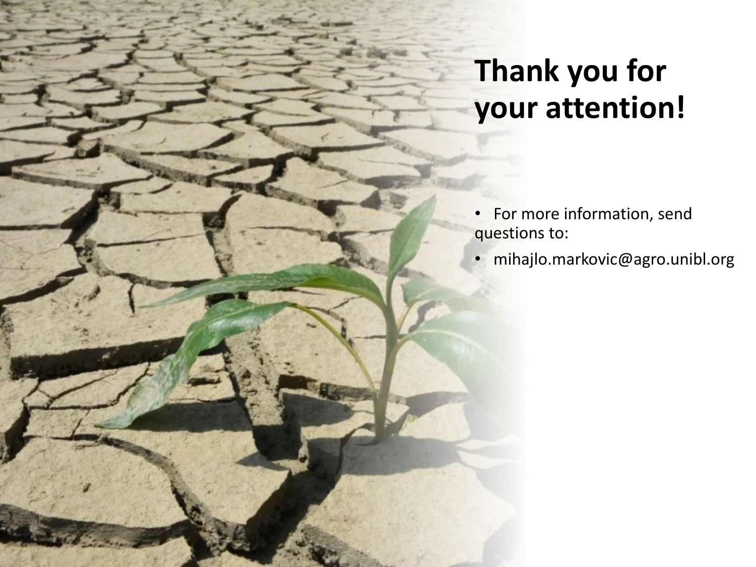# Thank you for your attention!

- For more information, send questions to:
- mihajlo.markovic@agro.unibl.org